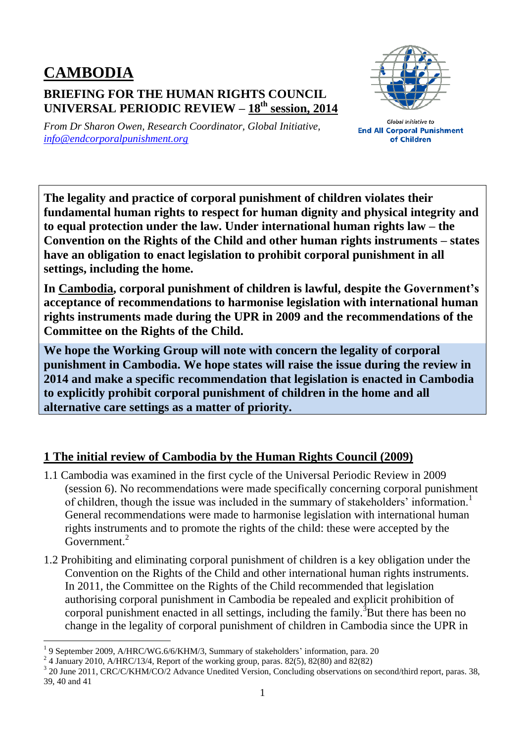# CAMBODIA

## BRIEFING FOR THE HUMAN RIGHTS COUNCIL UNIVERSAL PERIODIC REVIEW – 18th session, 2014

*From Dr Sharon Owen, Research Coordinator, Global Initiative, info@endcorporalpunishment.org*

Global Initiative to
**End All Corporal Punishment of Children**

**The legality and practice of corporal punishment of children violates their fundamental human rights to respect for human dignity and physical integrity and to equal protection under the law. Under international human rights law – the Convention on the Rights of the Child and other human rights instruments – states have an obligation to enact legislation to prohibit corporal punishment in all settings, including the home.**

**In Cambodia, corporal punishment of children is lawful, despite the Government's acceptance of recommendations to harmonise legislation with international human rights instruments made during the UPR in 2009 and the recommendations of the Committee on the Rights of the Child.**

**We hope the Working Group will note with concern the legality of corporal punishment in Cambodia. We hope states will raise the issue during the review in 2014 and make a specific recommendation that legislation is enacted in Cambodia to explicitly prohibit corporal punishment of children in the home and all alternative care settings as a matter of priority.**

## 1 The initial review of Cambodia by the Human Rights Council (2009)

1.1 Cambodia was examined in the first cycle of the Universal Periodic Review in 2009 (session 6). No recommendations were made specifically concerning corporal punishment of children, though the issue was included in the summary of stakeholders' information.[1] General recommendations were made to harmonise legislation with international human rights instruments and to promote the rights of the child: these were accepted by the Government.[2]

1.2 Prohibiting and eliminating corporal punishment of children is a key obligation under the Convention on the Rights of the Child and other international human rights instruments. In 2011, the Committee on the Rights of the Child recommended that legislation authorising corporal punishment in Cambodia be repealed and explicit prohibition of corporal punishment enacted in all settings, including the family.[3] But there has been no change in the legality of corporal punishment of children in Cambodia since the UPR in

[1] 9 September 2009, A/HRC/WG.6/6/KHM/3, Summary of stakeholders' information, para. 20

[2] 4 January 2010, A/HRC/13/4, Report of the working group, paras. 82(5), 82(80) and 82(82)

[3] 20 June 2011, CRC/C/KHM/CO/2 Advance Unedited Version, Concluding observations on second/third report, paras. 38, 39, 40 and 41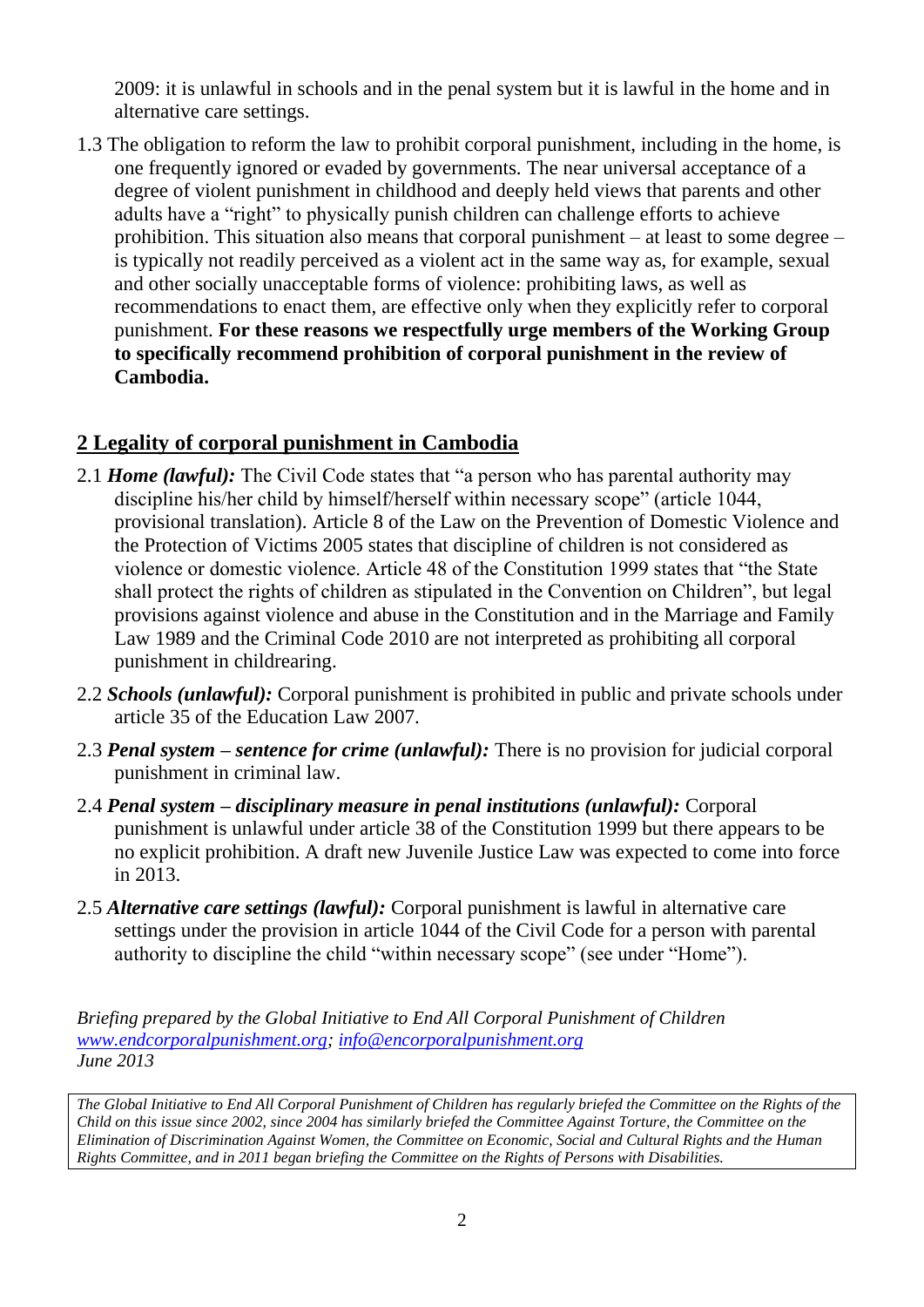2009: it is unlawful in schools and in the penal system but it is lawful in the home and in alternative care settings.

1.3 The obligation to reform the law to prohibit corporal punishment, including in the home, is one frequently ignored or evaded by governments. The near universal acceptance of a degree of violent punishment in childhood and deeply held views that parents and other adults have a "right" to physically punish children can challenge efforts to achieve prohibition. This situation also means that corporal punishment – at least to some degree – is typically not readily perceived as a violent act in the same way as, for example, sexual and other socially unacceptable forms of violence: prohibiting laws, as well as recommendations to enact them, are effective only when they explicitly refer to corporal punishment. **For these reasons we respectfully urge members of the Working Group to specifically recommend prohibition of corporal punishment in the review of Cambodia.**

## 2 Legality of corporal punishment in Cambodia

2.1 ***Home (lawful):*** The Civil Code states that "a person who has parental authority may discipline his/her child by himself/herself within necessary scope" (article 1044, provisional translation). Article 8 of the Law on the Prevention of Domestic Violence and the Protection of Victims 2005 states that discipline of children is not considered as violence or domestic violence. Article 48 of the Constitution 1999 states that "the State shall protect the rights of children as stipulated in the Convention on Children", but legal provisions against violence and abuse in the Constitution and in the Marriage and Family Law 1989 and the Criminal Code 2010 are not interpreted as prohibiting all corporal punishment in childrearing.

2.2 ***Schools (unlawful):*** Corporal punishment is prohibited in public and private schools under article 35 of the Education Law 2007.

2.3 ***Penal system – sentence for crime (unlawful):*** There is no provision for judicial corporal punishment in criminal law.

2.4 ***Penal system – disciplinary measure in penal institutions (unlawful):*** Corporal punishment is unlawful under article 38 of the Constitution 1999 but there appears to be no explicit prohibition. A draft new Juvenile Justice Law was expected to come into force in 2013.

2.5 ***Alternative care settings (lawful):*** Corporal punishment is lawful in alternative care settings under the provision in article 1044 of the Civil Code for a person with parental authority to discipline the child "within necessary scope" (see under "Home").

*Briefing prepared by the Global Initiative to End All Corporal Punishment of Children*
*www.endcorporalpunishment.org; info@encorporalpunishment.org*
*June 2013*

*The Global Initiative to End All Corporal Punishment of Children has regularly briefed the Committee on the Rights of the Child on this issue since 2002, since 2004 has similarly briefed the Committee Against Torture, the Committee on the Elimination of Discrimination Against Women, the Committee on Economic, Social and Cultural Rights and the Human Rights Committee, and in 2011 began briefing the Committee on the Rights of Persons with Disabilities.*